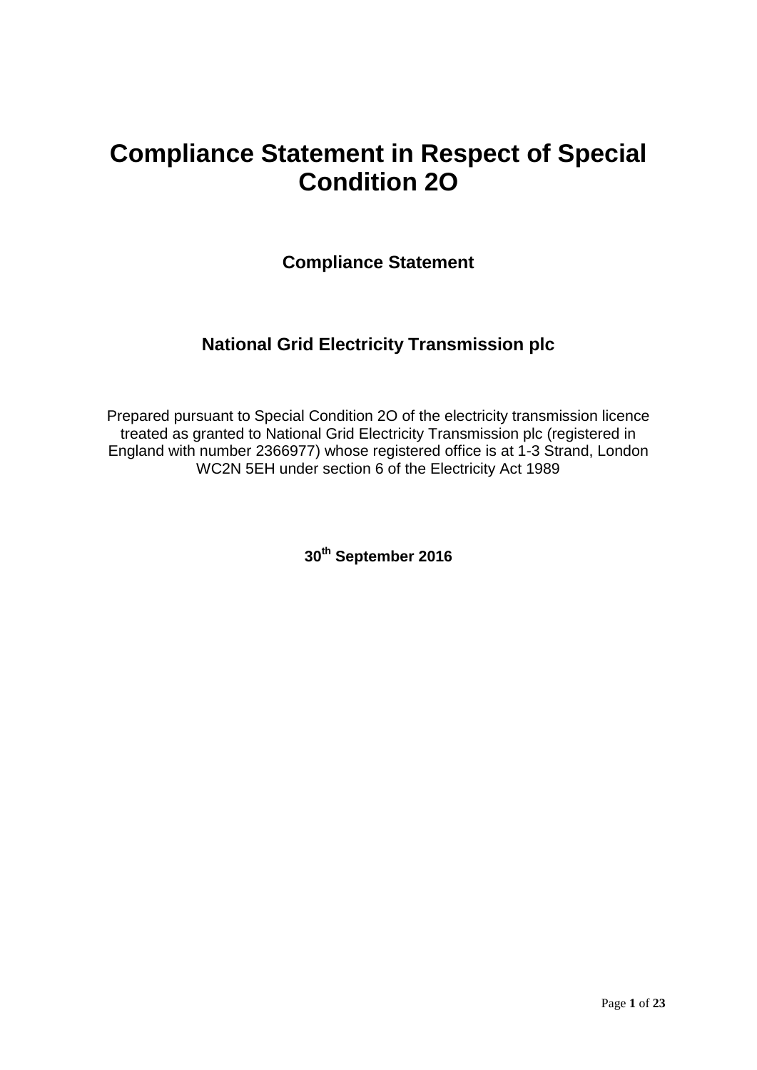# Compliance Statement in Respect of Special Condition 2O

## Compliance Statement

## National Grid Electricity Transmission plc

Prepared pursuant to Special Condition 2O of the electricity transmission licence treated as granted to National Grid Electricity Transmission plc (registered in England with number 2366977) whose registered office is at 1-3 Strand, London WC2N 5EH under section 6 of the Electricity Act 1989

**30th September 2016**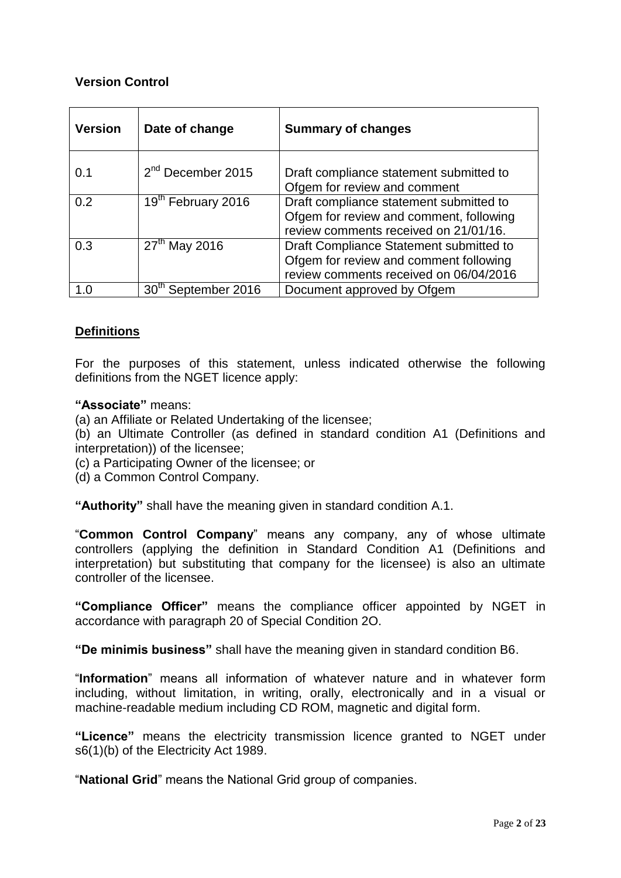**Version Control**

| **Version** | **Date of change** | **Summary of changes** |
|---|---|---|
| 0.1 | 2nd December 2015 | Draft compliance statement submitted to Ofgem for review and comment |
| 0.2 | 19th February 2016 | Draft compliance statement submitted to Ofgem for review and comment, following review comments received on 21/01/16. |
| 0.3 | 27th May 2016 | Draft Compliance Statement submitted to Ofgem for review and comment following review comments received on 06/04/2016 |
| 1.0 | 30th September 2016 | Document approved by Ofgem |

## Definitions

For the purposes of this statement, unless indicated otherwise the following definitions from the NGET licence apply:

**"Associate"** means:

(a) an Affiliate or Related Undertaking of the licensee;

(b) an Ultimate Controller (as defined in standard condition A1 (Definitions and interpretation)) of the licensee;

(c) a Participating Owner of the licensee; or

(d) a Common Control Company.

**"Authority"** shall have the meaning given in standard condition A.1.

"**Common Control Company**" means any company, any of whose ultimate controllers (applying the definition in Standard Condition A1 (Definitions and interpretation) but substituting that company for the licensee) is also an ultimate controller of the licensee.

**"Compliance Officer"** means the compliance officer appointed by NGET in accordance with paragraph 20 of Special Condition 2O.

**"De minimis business"** shall have the meaning given in standard condition B6.

"**Information**" means all information of whatever nature and in whatever form including, without limitation, in writing, orally, electronically and in a visual or machine-readable medium including CD ROM, magnetic and digital form.

**"Licence"** means the electricity transmission licence granted to NGET under s6(1)(b) of the Electricity Act 1989.

"**National Grid**" means the National Grid group of companies.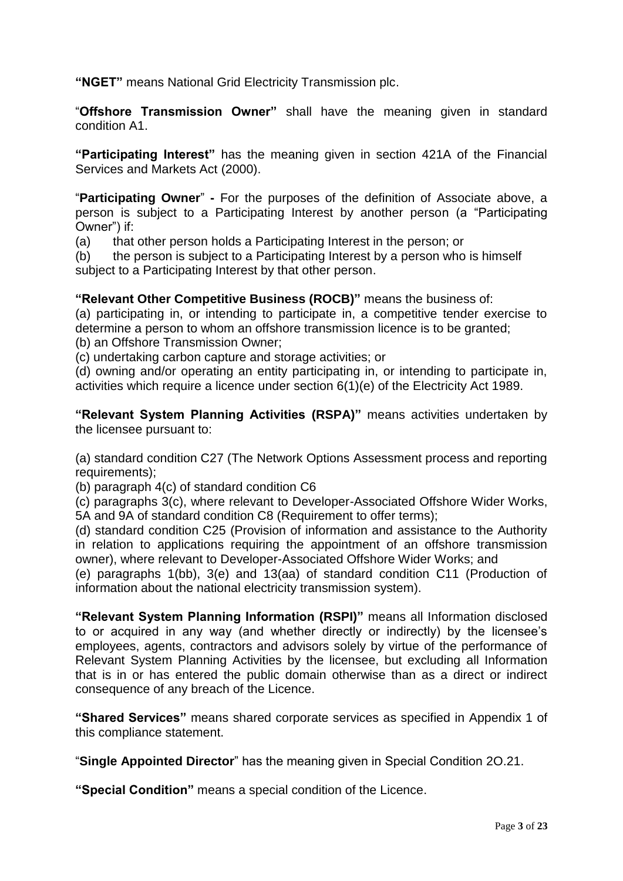**"NGET"** means National Grid Electricity Transmission plc.

"**Offshore Transmission Owner"** shall have the meaning given in standard condition A1.

**"Participating Interest"** has the meaning given in section 421A of the Financial Services and Markets Act (2000).

"**Participating Owner**" **-** For the purposes of the definition of Associate above, a person is subject to a Participating Interest by another person (a "Participating Owner") if:

(a) that other person holds a Participating Interest in the person; or

(b) the person is subject to a Participating Interest by a person who is himself subject to a Participating Interest by that other person.

**"Relevant Other Competitive Business (ROCB)"** means the business of:

(a) participating in, or intending to participate in, a competitive tender exercise to determine a person to whom an offshore transmission licence is to be granted;

(b) an Offshore Transmission Owner;

(c) undertaking carbon capture and storage activities; or

(d) owning and/or operating an entity participating in, or intending to participate in, activities which require a licence under section 6(1)(e) of the Electricity Act 1989.

**"Relevant System Planning Activities (RSPA)"** means activities undertaken by the licensee pursuant to:

(a) standard condition C27 (The Network Options Assessment process and reporting requirements);

(b) paragraph 4(c) of standard condition C6

(c) paragraphs 3(c), where relevant to Developer-Associated Offshore Wider Works, 5A and 9A of standard condition C8 (Requirement to offer terms);

(d) standard condition C25 (Provision of information and assistance to the Authority in relation to applications requiring the appointment of an offshore transmission owner), where relevant to Developer-Associated Offshore Wider Works; and

(e) paragraphs 1(bb), 3(e) and 13(aa) of standard condition C11 (Production of information about the national electricity transmission system).

**"Relevant System Planning Information (RSPI)"** means all Information disclosed to or acquired in any way (and whether directly or indirectly) by the licensee's employees, agents, contractors and advisors solely by virtue of the performance of Relevant System Planning Activities by the licensee, but excluding all Information that is in or has entered the public domain otherwise than as a direct or indirect consequence of any breach of the Licence.

**"Shared Services"** means shared corporate services as specified in Appendix 1 of this compliance statement.

"**Single Appointed Director**" has the meaning given in Special Condition 2O.21.

**"Special Condition"** means a special condition of the Licence.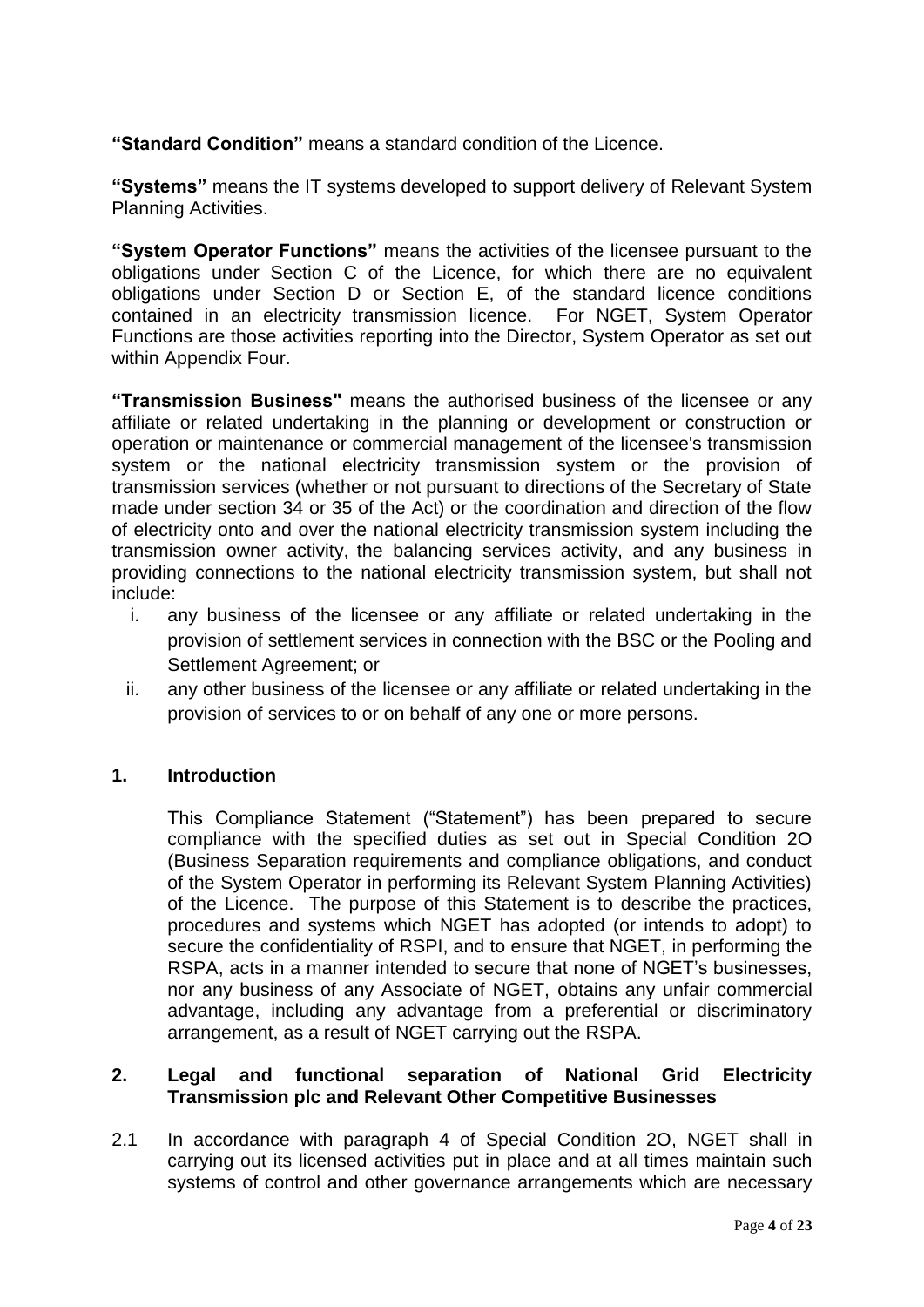**"Standard Condition"** means a standard condition of the Licence.

**"Systems"** means the IT systems developed to support delivery of Relevant System Planning Activities.

**"System Operator Functions"** means the activities of the licensee pursuant to the obligations under Section C of the Licence, for which there are no equivalent obligations under Section D or Section E, of the standard licence conditions contained in an electricity transmission licence. For NGET, System Operator Functions are those activities reporting into the Director, System Operator as set out within Appendix Four.

**"Transmission Business"** means the authorised business of the licensee or any affiliate or related undertaking in the planning or development or construction or operation or maintenance or commercial management of the licensee's transmission system or the national electricity transmission system or the provision of transmission services (whether or not pursuant to directions of the Secretary of State made under section 34 or 35 of the Act) or the coordination and direction of the flow of electricity onto and over the national electricity transmission system including the transmission owner activity, the balancing services activity, and any business in providing connections to the national electricity transmission system, but shall not include:

i. any business of the licensee or any affiliate or related undertaking in the provision of settlement services in connection with the BSC or the Pooling and Settlement Agreement; or
ii. any other business of the licensee or any affiliate or related undertaking in the provision of services to or on behalf of any one or more persons.

## 1. Introduction

This Compliance Statement ("Statement") has been prepared to secure compliance with the specified duties as set out in Special Condition 2O (Business Separation requirements and compliance obligations, and conduct of the System Operator in performing its Relevant System Planning Activities) of the Licence. The purpose of this Statement is to describe the practices, procedures and systems which NGET has adopted (or intends to adopt) to secure the confidentiality of RSPI, and to ensure that NGET, in performing the RSPA, acts in a manner intended to secure that none of NGET's businesses, nor any business of any Associate of NGET, obtains any unfair commercial advantage, including any advantage from a preferential or discriminatory arrangement, as a result of NGET carrying out the RSPA.

## 2. Legal and functional separation of National Grid Electricity Transmission plc and Relevant Other Competitive Businesses

2.1 In accordance with paragraph 4 of Special Condition 2O, NGET shall in carrying out its licensed activities put in place and at all times maintain such systems of control and other governance arrangements which are necessary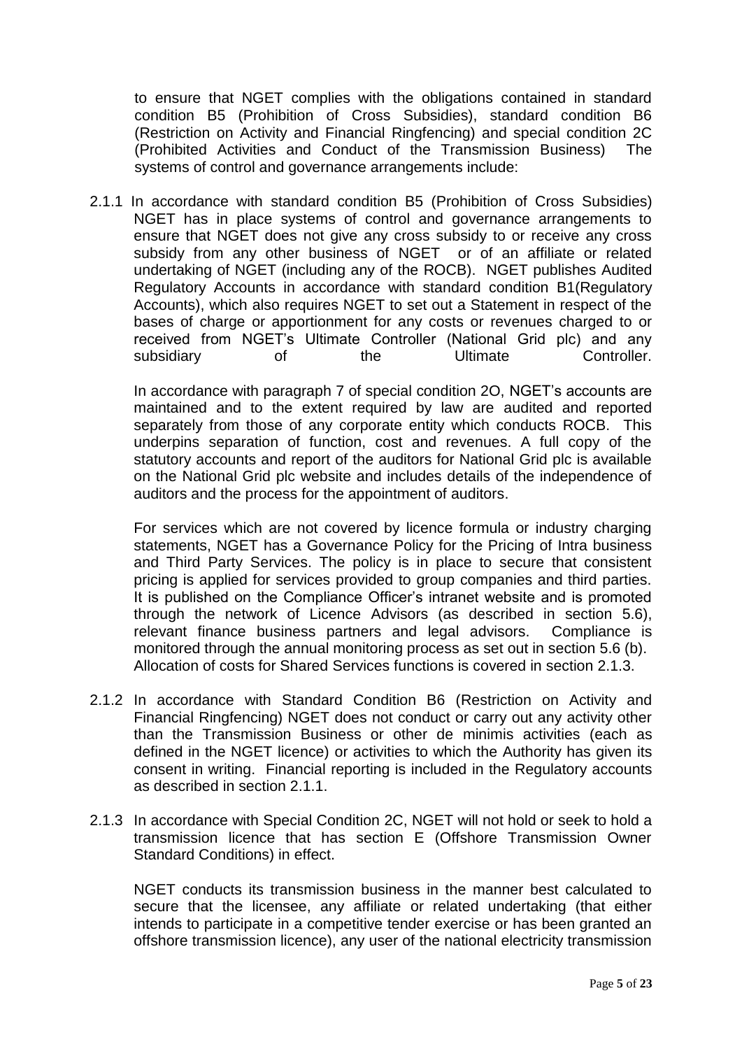to ensure that NGET complies with the obligations contained in standard condition B5 (Prohibition of Cross Subsidies), standard condition B6 (Restriction on Activity and Financial Ringfencing) and special condition 2C (Prohibited Activities and Conduct of the Transmission Business) The systems of control and governance arrangements include:

2.1.1 In accordance with standard condition B5 (Prohibition of Cross Subsidies) NGET has in place systems of control and governance arrangements to ensure that NGET does not give any cross subsidy to or receive any cross subsidy from any other business of NGET or of an affiliate or related undertaking of NGET (including any of the ROCB). NGET publishes Audited Regulatory Accounts in accordance with standard condition B1(Regulatory Accounts), which also requires NGET to set out a Statement in respect of the bases of charge or apportionment for any costs or revenues charged to or received from NGET's Ultimate Controller (National Grid plc) and any subsidiary of the Ultimate Controller.

In accordance with paragraph 7 of special condition 2O, NGET's accounts are maintained and to the extent required by law are audited and reported separately from those of any corporate entity which conducts ROCB. This underpins separation of function, cost and revenues. A full copy of the statutory accounts and report of the auditors for National Grid plc is available on the National Grid plc website and includes details of the independence of auditors and the process for the appointment of auditors.

For services which are not covered by licence formula or industry charging statements, NGET has a Governance Policy for the Pricing of Intra business and Third Party Services. The policy is in place to secure that consistent pricing is applied for services provided to group companies and third parties. It is published on the Compliance Officer's intranet website and is promoted through the network of Licence Advisors (as described in section 5.6), relevant finance business partners and legal advisors. Compliance is monitored through the annual monitoring process as set out in section 5.6 (b). Allocation of costs for Shared Services functions is covered in section 2.1.3.

2.1.2 In accordance with Standard Condition B6 (Restriction on Activity and Financial Ringfencing) NGET does not conduct or carry out any activity other than the Transmission Business or other de minimis activities (each as defined in the NGET licence) or activities to which the Authority has given its consent in writing. Financial reporting is included in the Regulatory accounts as described in section 2.1.1.

2.1.3 In accordance with Special Condition 2C, NGET will not hold or seek to hold a transmission licence that has section E (Offshore Transmission Owner Standard Conditions) in effect.

NGET conducts its transmission business in the manner best calculated to secure that the licensee, any affiliate or related undertaking (that either intends to participate in a competitive tender exercise or has been granted an offshore transmission licence), any user of the national electricity transmission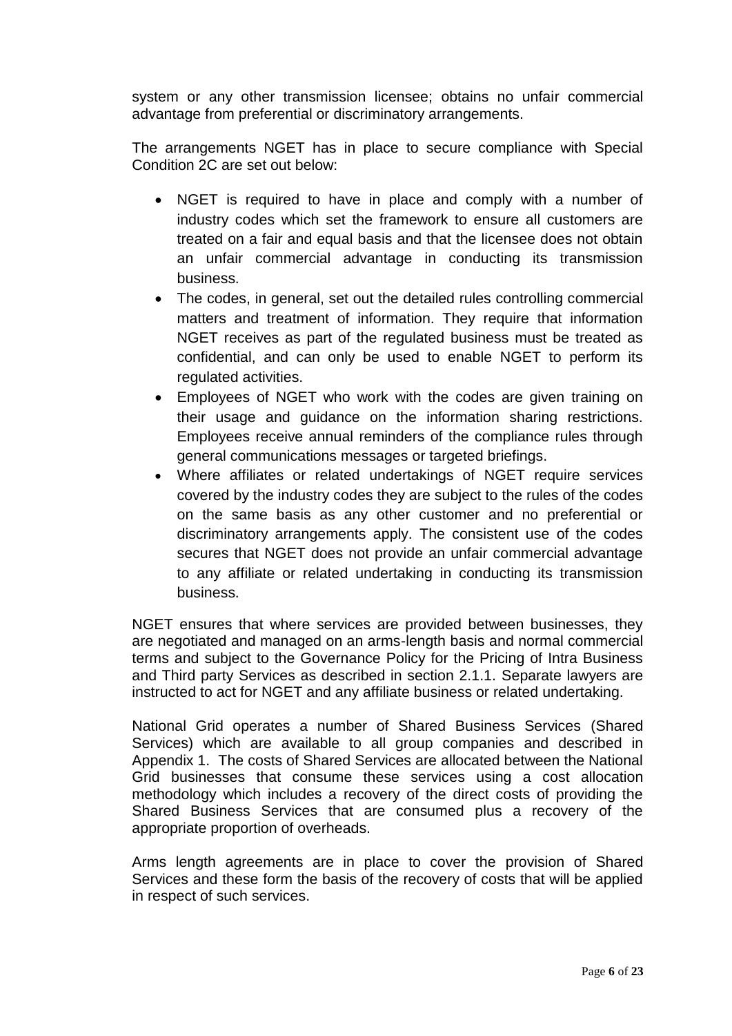system or any other transmission licensee; obtains no unfair commercial advantage from preferential or discriminatory arrangements.

The arrangements NGET has in place to secure compliance with Special Condition 2C are set out below:

- NGET is required to have in place and comply with a number of industry codes which set the framework to ensure all customers are treated on a fair and equal basis and that the licensee does not obtain an unfair commercial advantage in conducting its transmission business.
- The codes, in general, set out the detailed rules controlling commercial matters and treatment of information. They require that information NGET receives as part of the regulated business must be treated as confidential, and can only be used to enable NGET to perform its regulated activities.
- Employees of NGET who work with the codes are given training on their usage and guidance on the information sharing restrictions. Employees receive annual reminders of the compliance rules through general communications messages or targeted briefings.
- Where affiliates or related undertakings of NGET require services covered by the industry codes they are subject to the rules of the codes on the same basis as any other customer and no preferential or discriminatory arrangements apply. The consistent use of the codes secures that NGET does not provide an unfair commercial advantage to any affiliate or related undertaking in conducting its transmission business.

NGET ensures that where services are provided between businesses, they are negotiated and managed on an arms-length basis and normal commercial terms and subject to the Governance Policy for the Pricing of Intra Business and Third party Services as described in section 2.1.1. Separate lawyers are instructed to act for NGET and any affiliate business or related undertaking.

National Grid operates a number of Shared Business Services (Shared Services) which are available to all group companies and described in Appendix 1. The costs of Shared Services are allocated between the National Grid businesses that consume these services using a cost allocation methodology which includes a recovery of the direct costs of providing the Shared Business Services that are consumed plus a recovery of the appropriate proportion of overheads.

Arms length agreements are in place to cover the provision of Shared Services and these form the basis of the recovery of costs that will be applied in respect of such services.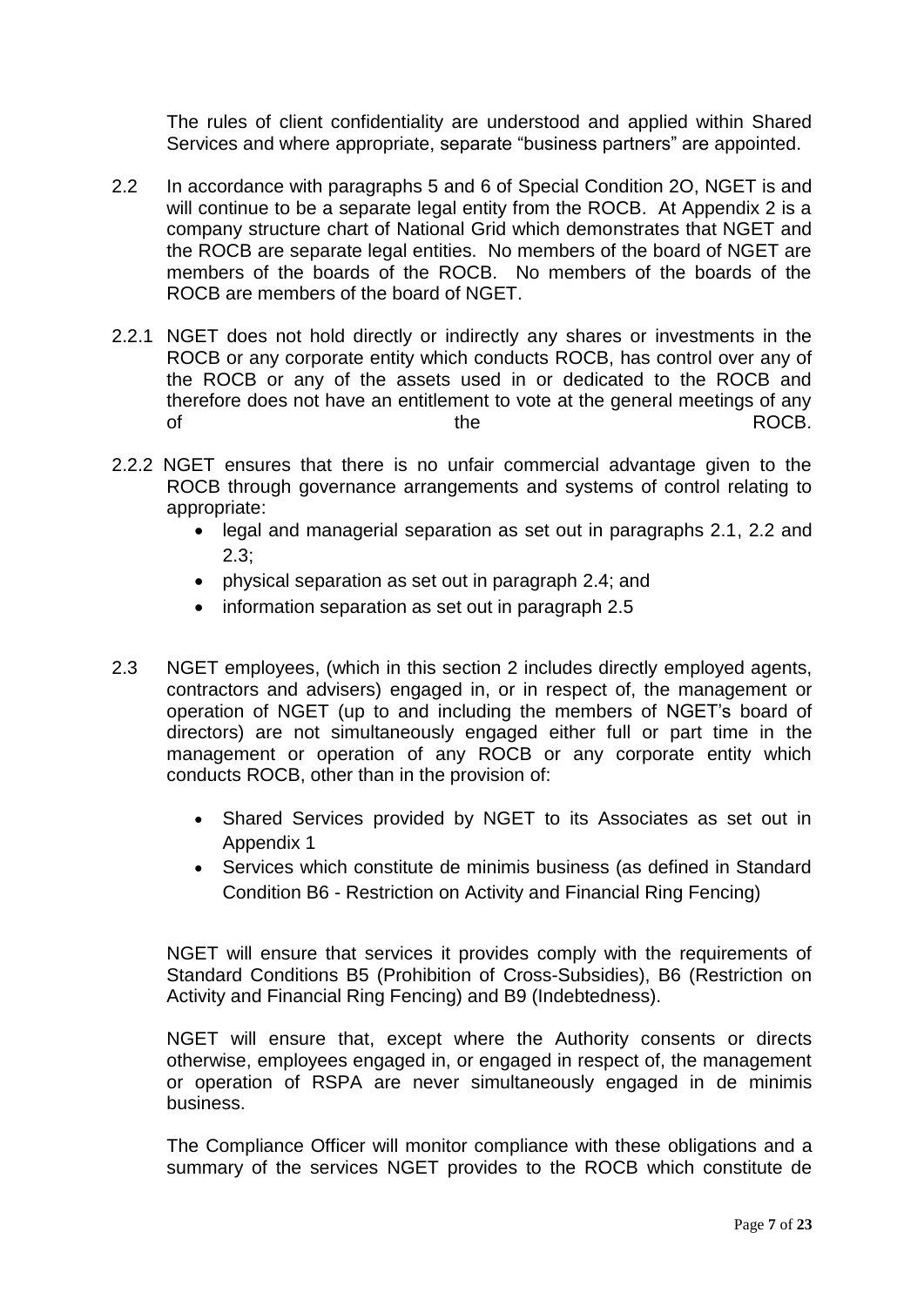The rules of client confidentiality are understood and applied within Shared Services and where appropriate, separate "business partners" are appointed.

2.2 In accordance with paragraphs 5 and 6 of Special Condition 2O, NGET is and will continue to be a separate legal entity from the ROCB. At Appendix 2 is a company structure chart of National Grid which demonstrates that NGET and the ROCB are separate legal entities. No members of the board of NGET are members of the boards of the ROCB. No members of the boards of the ROCB are members of the board of NGET.

2.2.1 NGET does not hold directly or indirectly any shares or investments in the ROCB or any corporate entity which conducts ROCB, has control over any of the ROCB or any of the assets used in or dedicated to the ROCB and therefore does not have an entitlement to vote at the general meetings of any of the ROCB.

2.2.2 NGET ensures that there is no unfair commercial advantage given to the ROCB through governance arrangements and systems of control relating to appropriate:

- legal and managerial separation as set out in paragraphs 2.1, 2.2 and 2.3;
- physical separation as set out in paragraph 2.4; and
- information separation as set out in paragraph 2.5

2.3 NGET employees, (which in this section 2 includes directly employed agents, contractors and advisers) engaged in, or in respect of, the management or operation of NGET (up to and including the members of NGET's board of directors) are not simultaneously engaged either full or part time in the management or operation of any ROCB or any corporate entity which conducts ROCB, other than in the provision of:

- Shared Services provided by NGET to its Associates as set out in Appendix 1
- Services which constitute de minimis business (as defined in Standard Condition B6 - Restriction on Activity and Financial Ring Fencing)

NGET will ensure that services it provides comply with the requirements of Standard Conditions B5 (Prohibition of Cross-Subsidies), B6 (Restriction on Activity and Financial Ring Fencing) and B9 (Indebtedness).

NGET will ensure that, except where the Authority consents or directs otherwise, employees engaged in, or engaged in respect of, the management or operation of RSPA are never simultaneously engaged in de minimis business.

The Compliance Officer will monitor compliance with these obligations and a summary of the services NGET provides to the ROCB which constitute de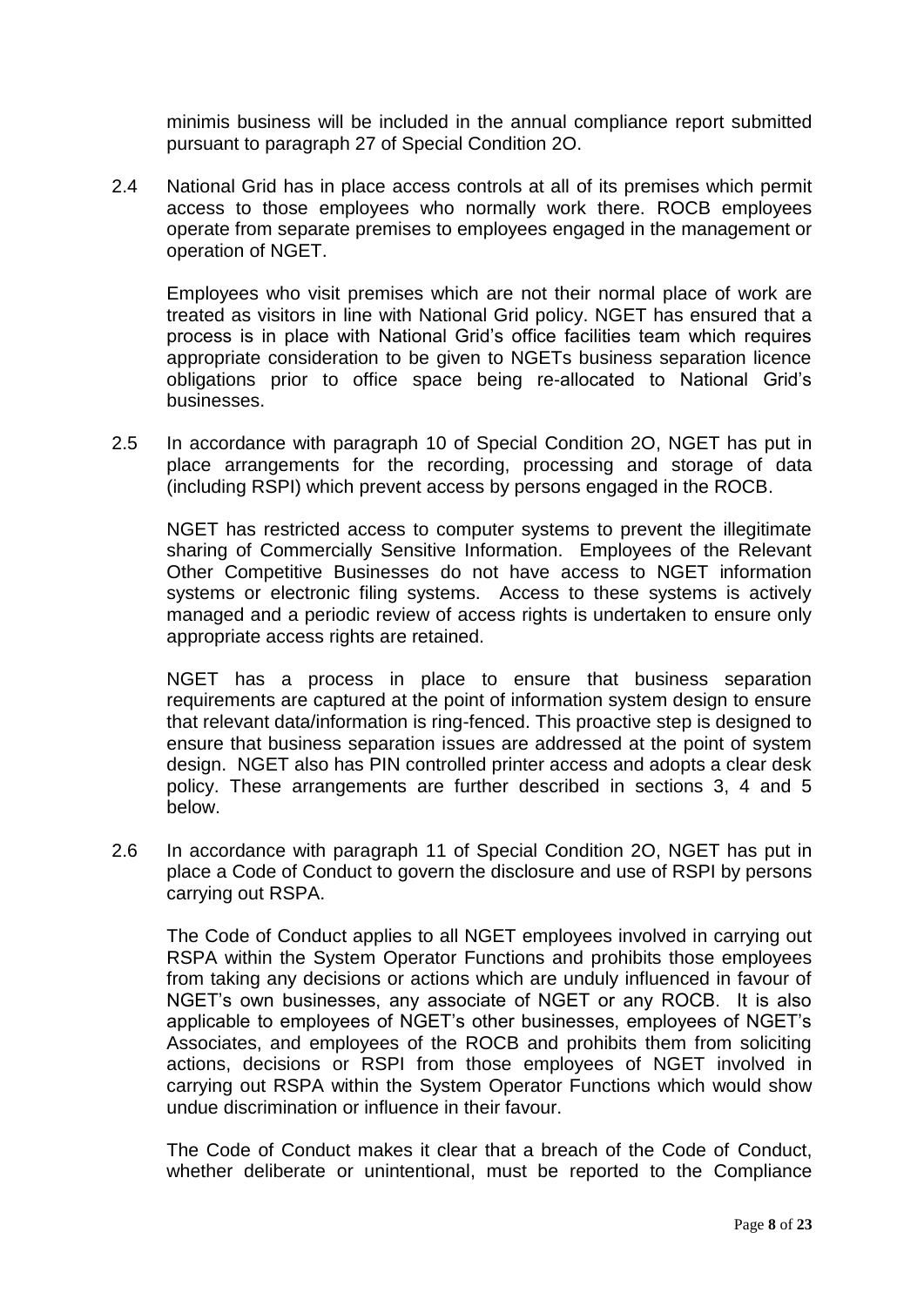minimis business will be included in the annual compliance report submitted pursuant to paragraph 27 of Special Condition 2O.

2.4 National Grid has in place access controls at all of its premises which permit access to those employees who normally work there. ROCB employees operate from separate premises to employees engaged in the management or operation of NGET.

Employees who visit premises which are not their normal place of work are treated as visitors in line with National Grid policy. NGET has ensured that a process is in place with National Grid's office facilities team which requires appropriate consideration to be given to NGETs business separation licence obligations prior to office space being re-allocated to National Grid's businesses.

2.5 In accordance with paragraph 10 of Special Condition 2O, NGET has put in place arrangements for the recording, processing and storage of data (including RSPI) which prevent access by persons engaged in the ROCB.

NGET has restricted access to computer systems to prevent the illegitimate sharing of Commercially Sensitive Information. Employees of the Relevant Other Competitive Businesses do not have access to NGET information systems or electronic filing systems. Access to these systems is actively managed and a periodic review of access rights is undertaken to ensure only appropriate access rights are retained.

NGET has a process in place to ensure that business separation requirements are captured at the point of information system design to ensure that relevant data/information is ring-fenced. This proactive step is designed to ensure that business separation issues are addressed at the point of system design. NGET also has PIN controlled printer access and adopts a clear desk policy. These arrangements are further described in sections 3, 4 and 5 below.

2.6 In accordance with paragraph 11 of Special Condition 2O, NGET has put in place a Code of Conduct to govern the disclosure and use of RSPI by persons carrying out RSPA.

The Code of Conduct applies to all NGET employees involved in carrying out RSPA within the System Operator Functions and prohibits those employees from taking any decisions or actions which are unduly influenced in favour of NGET's own businesses, any associate of NGET or any ROCB. It is also applicable to employees of NGET's other businesses, employees of NGET's Associates, and employees of the ROCB and prohibits them from soliciting actions, decisions or RSPI from those employees of NGET involved in carrying out RSPA within the System Operator Functions which would show undue discrimination or influence in their favour.

The Code of Conduct makes it clear that a breach of the Code of Conduct, whether deliberate or unintentional, must be reported to the Compliance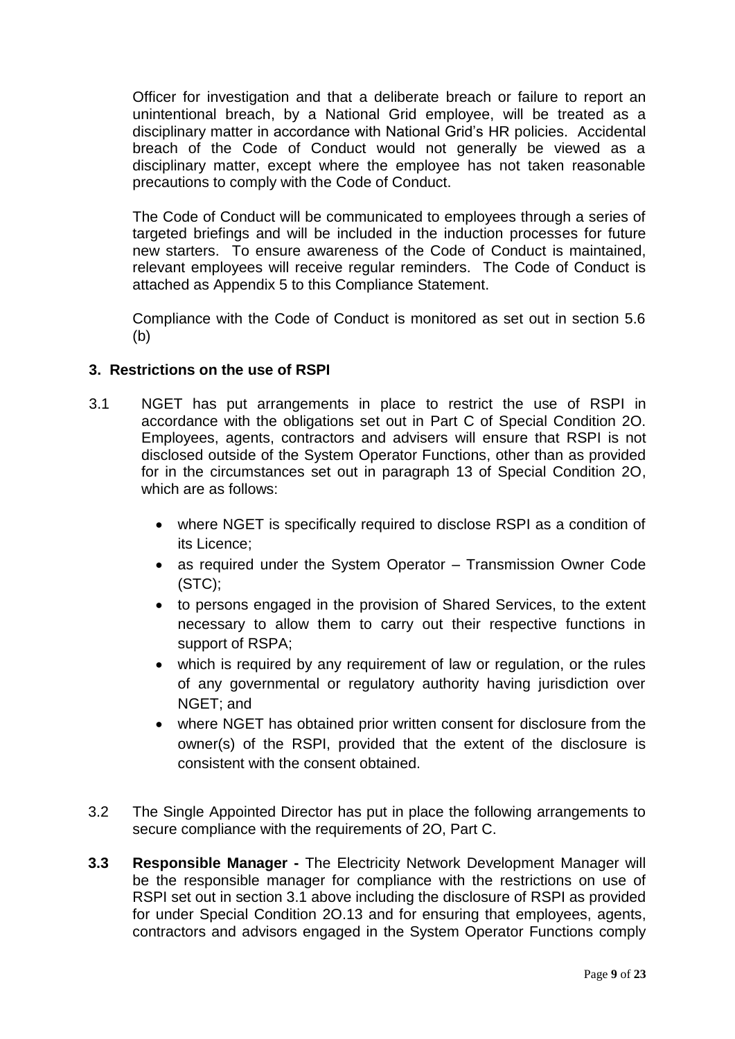Officer for investigation and that a deliberate breach or failure to report an unintentional breach, by a National Grid employee, will be treated as a disciplinary matter in accordance with National Grid's HR policies. Accidental breach of the Code of Conduct would not generally be viewed as a disciplinary matter, except where the employee has not taken reasonable precautions to comply with the Code of Conduct.

The Code of Conduct will be communicated to employees through a series of targeted briefings and will be included in the induction processes for future new starters. To ensure awareness of the Code of Conduct is maintained, relevant employees will receive regular reminders. The Code of Conduct is attached as Appendix 5 to this Compliance Statement.

Compliance with the Code of Conduct is monitored as set out in section 5.6 (b)

## 3. Restrictions on the use of RSPI

3.1 NGET has put arrangements in place to restrict the use of RSPI in accordance with the obligations set out in Part C of Special Condition 2O. Employees, agents, contractors and advisers will ensure that RSPI is not disclosed outside of the System Operator Functions, other than as provided for in the circumstances set out in paragraph 13 of Special Condition 2O, which are as follows:

- where NGET is specifically required to disclose RSPI as a condition of its Licence;
- as required under the System Operator – Transmission Owner Code (STC);
- to persons engaged in the provision of Shared Services, to the extent necessary to allow them to carry out their respective functions in support of RSPA;
- which is required by any requirement of law or regulation, or the rules of any governmental or regulatory authority having jurisdiction over NGET; and
- where NGET has obtained prior written consent for disclosure from the owner(s) of the RSPI, provided that the extent of the disclosure is consistent with the consent obtained.

3.2 The Single Appointed Director has put in place the following arrangements to secure compliance with the requirements of 2O, Part C.

**3.3 Responsible Manager -** The Electricity Network Development Manager will be the responsible manager for compliance with the restrictions on use of RSPI set out in section 3.1 above including the disclosure of RSPI as provided for under Special Condition 2O.13 and for ensuring that employees, agents, contractors and advisors engaged in the System Operator Functions comply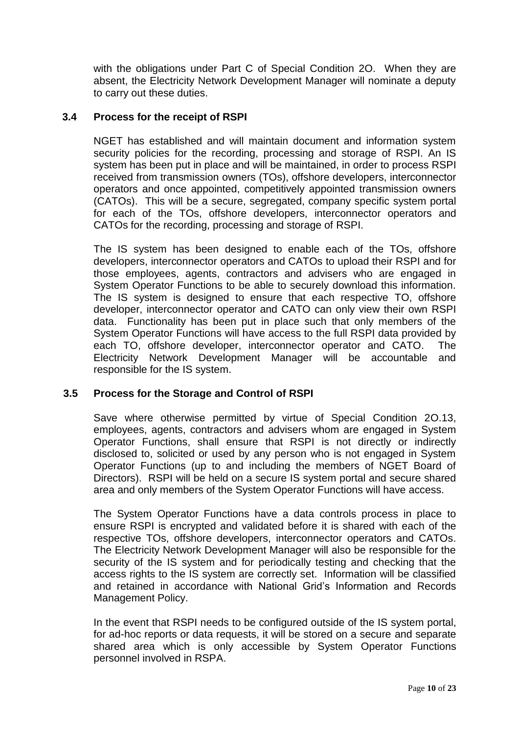with the obligations under Part C of Special Condition 2O. When they are absent, the Electricity Network Development Manager will nominate a deputy to carry out these duties.

### 3.4 Process for the receipt of RSPI

NGET has established and will maintain document and information system security policies for the recording, processing and storage of RSPI. An IS system has been put in place and will be maintained, in order to process RSPI received from transmission owners (TOs), offshore developers, interconnector operators and once appointed, competitively appointed transmission owners (CATOs). This will be a secure, segregated, company specific system portal for each of the TOs, offshore developers, interconnector operators and CATOs for the recording, processing and storage of RSPI.

The IS system has been designed to enable each of the TOs, offshore developers, interconnector operators and CATOs to upload their RSPI and for those employees, agents, contractors and advisers who are engaged in System Operator Functions to be able to securely download this information. The IS system is designed to ensure that each respective TO, offshore developer, interconnector operator and CATO can only view their own RSPI data. Functionality has been put in place such that only members of the System Operator Functions will have access to the full RSPI data provided by each TO, offshore developer, interconnector operator and CATO. The Electricity Network Development Manager will be accountable and responsible for the IS system.

### 3.5 Process for the Storage and Control of RSPI

Save where otherwise permitted by virtue of Special Condition 2O.13, employees, agents, contractors and advisers whom are engaged in System Operator Functions, shall ensure that RSPI is not directly or indirectly disclosed to, solicited or used by any person who is not engaged in System Operator Functions (up to and including the members of NGET Board of Directors). RSPI will be held on a secure IS system portal and secure shared area and only members of the System Operator Functions will have access.

The System Operator Functions have a data controls process in place to ensure RSPI is encrypted and validated before it is shared with each of the respective TOs, offshore developers, interconnector operators and CATOs. The Electricity Network Development Manager will also be responsible for the security of the IS system and for periodically testing and checking that the access rights to the IS system are correctly set. Information will be classified and retained in accordance with National Grid's Information and Records Management Policy.

In the event that RSPI needs to be configured outside of the IS system portal, for ad-hoc reports or data requests, it will be stored on a secure and separate shared area which is only accessible by System Operator Functions personnel involved in RSPA.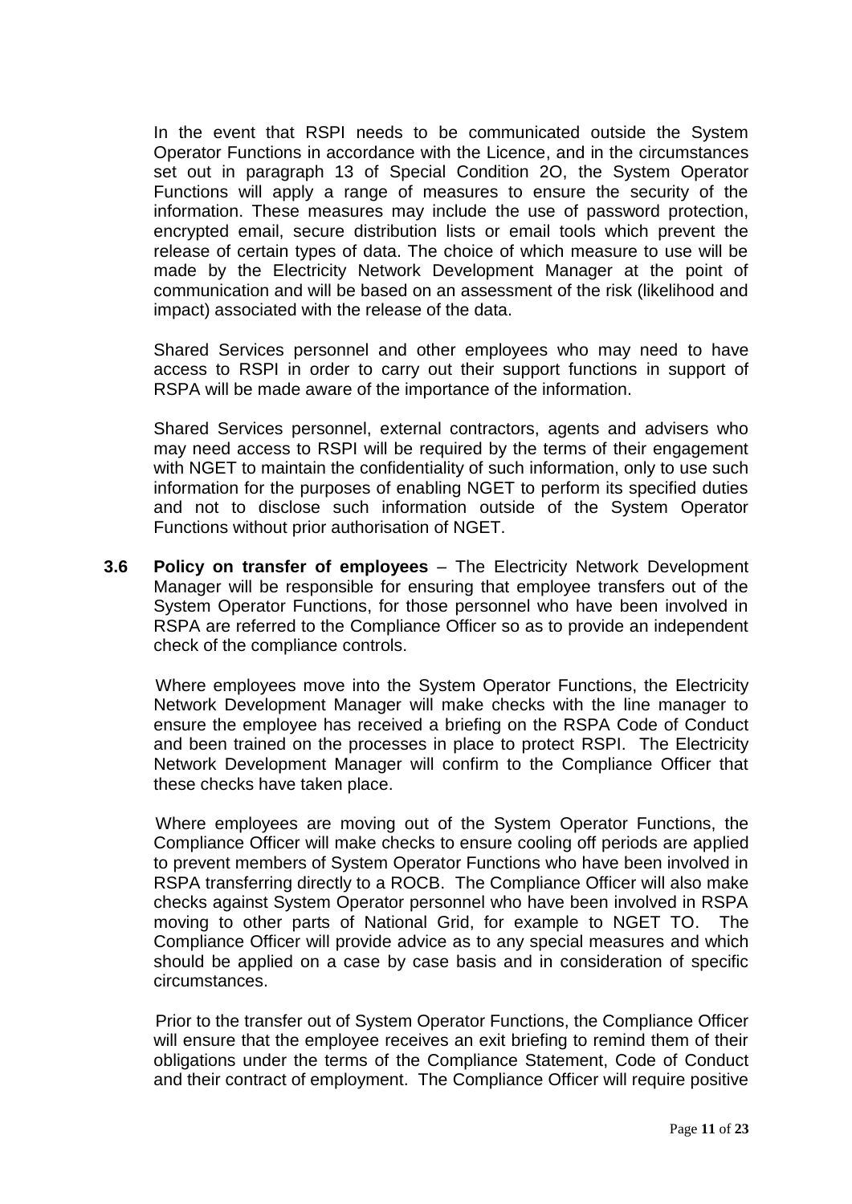In the event that RSPI needs to be communicated outside the System Operator Functions in accordance with the Licence, and in the circumstances set out in paragraph 13 of Special Condition 2O, the System Operator Functions will apply a range of measures to ensure the security of the information. These measures may include the use of password protection, encrypted email, secure distribution lists or email tools which prevent the release of certain types of data. The choice of which measure to use will be made by the Electricity Network Development Manager at the point of communication and will be based on an assessment of the risk (likelihood and impact) associated with the release of the data.

Shared Services personnel and other employees who may need to have access to RSPI in order to carry out their support functions in support of RSPA will be made aware of the importance of the information.

Shared Services personnel, external contractors, agents and advisers who may need access to RSPI will be required by the terms of their engagement with NGET to maintain the confidentiality of such information, only to use such information for the purposes of enabling NGET to perform its specified duties and not to disclose such information outside of the System Operator Functions without prior authorisation of NGET.

**3.6 Policy on transfer of employees** – The Electricity Network Development Manager will be responsible for ensuring that employee transfers out of the System Operator Functions, for those personnel who have been involved in RSPA are referred to the Compliance Officer so as to provide an independent check of the compliance controls.

Where employees move into the System Operator Functions, the Electricity Network Development Manager will make checks with the line manager to ensure the employee has received a briefing on the RSPA Code of Conduct and been trained on the processes in place to protect RSPI. The Electricity Network Development Manager will confirm to the Compliance Officer that these checks have taken place.

Where employees are moving out of the System Operator Functions, the Compliance Officer will make checks to ensure cooling off periods are applied to prevent members of System Operator Functions who have been involved in RSPA transferring directly to a ROCB. The Compliance Officer will also make checks against System Operator personnel who have been involved in RSPA moving to other parts of National Grid, for example to NGET TO. The Compliance Officer will provide advice as to any special measures and which should be applied on a case by case basis and in consideration of specific circumstances.

Prior to the transfer out of System Operator Functions, the Compliance Officer will ensure that the employee receives an exit briefing to remind them of their obligations under the terms of the Compliance Statement, Code of Conduct and their contract of employment. The Compliance Officer will require positive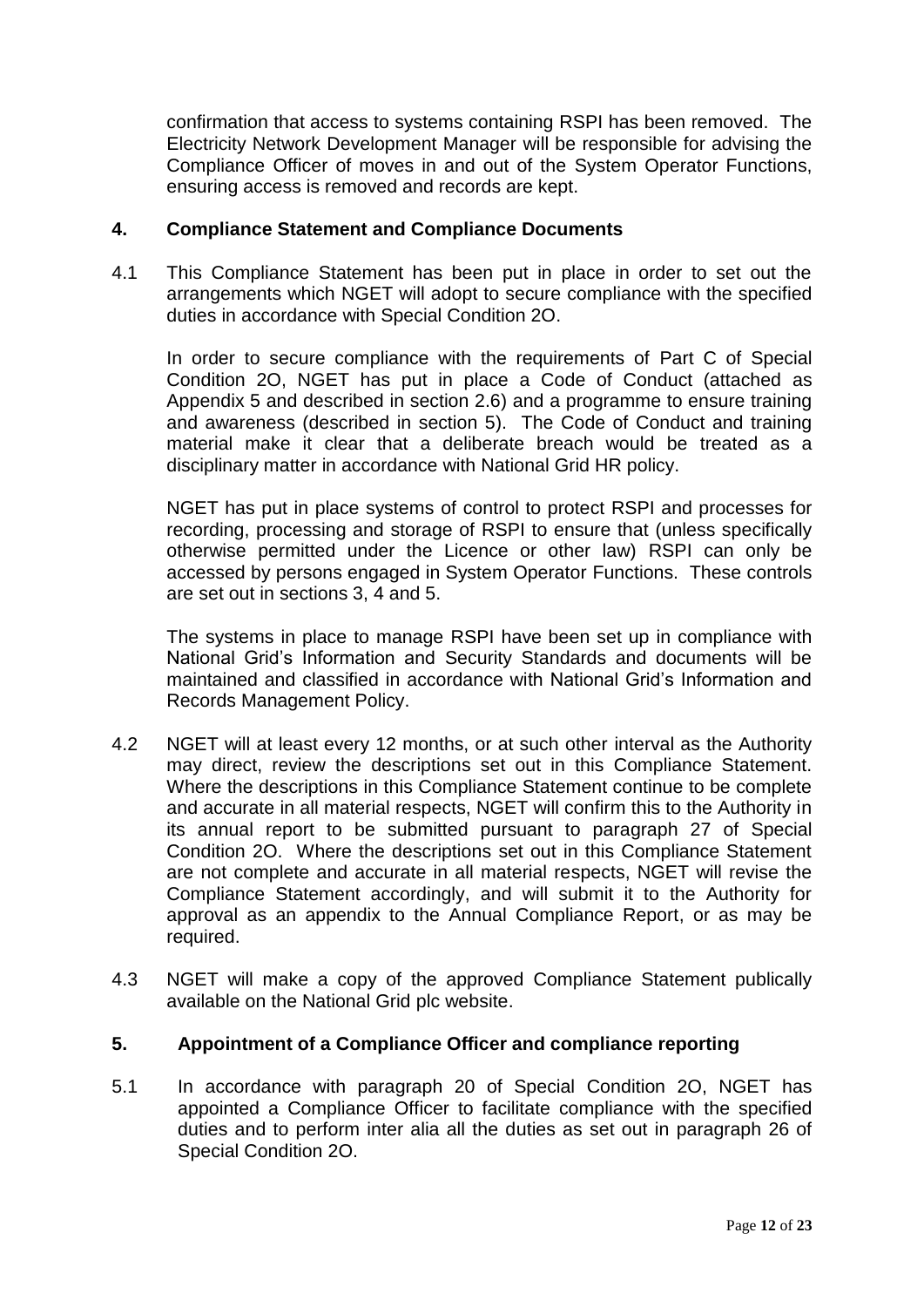confirmation that access to systems containing RSPI has been removed. The Electricity Network Development Manager will be responsible for advising the Compliance Officer of moves in and out of the System Operator Functions, ensuring access is removed and records are kept.

## 4. Compliance Statement and Compliance Documents

4.1 This Compliance Statement has been put in place in order to set out the arrangements which NGET will adopt to secure compliance with the specified duties in accordance with Special Condition 2O.

In order to secure compliance with the requirements of Part C of Special Condition 2O, NGET has put in place a Code of Conduct (attached as Appendix 5 and described in section 2.6) and a programme to ensure training and awareness (described in section 5). The Code of Conduct and training material make it clear that a deliberate breach would be treated as a disciplinary matter in accordance with National Grid HR policy.

NGET has put in place systems of control to protect RSPI and processes for recording, processing and storage of RSPI to ensure that (unless specifically otherwise permitted under the Licence or other law) RSPI can only be accessed by persons engaged in System Operator Functions. These controls are set out in sections 3, 4 and 5.

The systems in place to manage RSPI have been set up in compliance with National Grid's Information and Security Standards and documents will be maintained and classified in accordance with National Grid's Information and Records Management Policy.

4.2 NGET will at least every 12 months, or at such other interval as the Authority may direct, review the descriptions set out in this Compliance Statement. Where the descriptions in this Compliance Statement continue to be complete and accurate in all material respects, NGET will confirm this to the Authority in its annual report to be submitted pursuant to paragraph 27 of Special Condition 2O. Where the descriptions set out in this Compliance Statement are not complete and accurate in all material respects, NGET will revise the Compliance Statement accordingly, and will submit it to the Authority for approval as an appendix to the Annual Compliance Report, or as may be required.

4.3 NGET will make a copy of the approved Compliance Statement publically available on the National Grid plc website.

## 5. Appointment of a Compliance Officer and compliance reporting

5.1 In accordance with paragraph 20 of Special Condition 2O, NGET has appointed a Compliance Officer to facilitate compliance with the specified duties and to perform inter alia all the duties as set out in paragraph 26 of Special Condition 2O.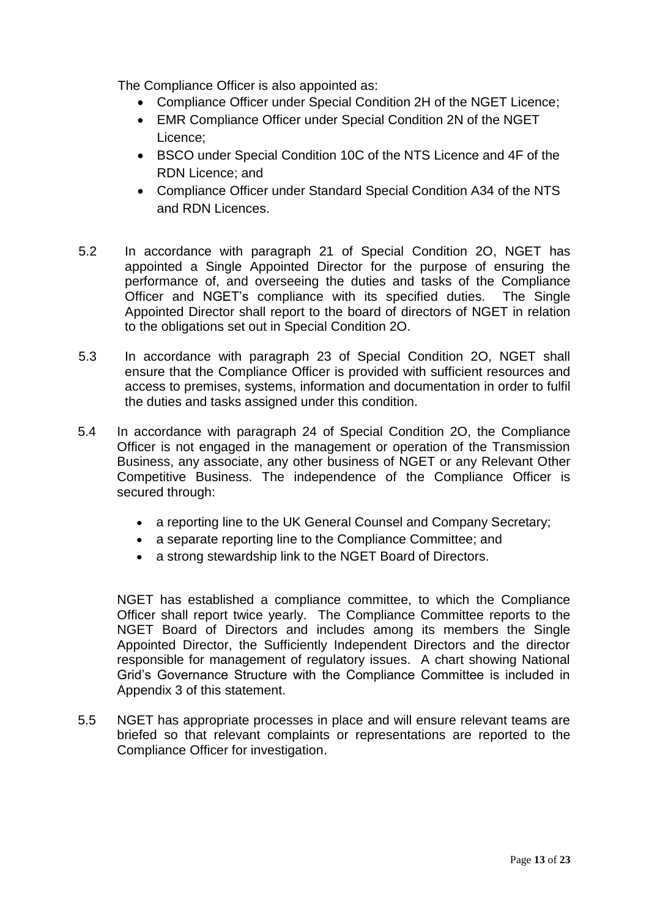The Compliance Officer is also appointed as:

- Compliance Officer under Special Condition 2H of the NGET Licence;
- EMR Compliance Officer under Special Condition 2N of the NGET Licence;
- BSCO under Special Condition 10C of the NTS Licence and 4F of the RDN Licence; and
- Compliance Officer under Standard Special Condition A34 of the NTS and RDN Licences.

5.2 In accordance with paragraph 21 of Special Condition 2O, NGET has appointed a Single Appointed Director for the purpose of ensuring the performance of, and overseeing the duties and tasks of the Compliance Officer and NGET's compliance with its specified duties. The Single Appointed Director shall report to the board of directors of NGET in relation to the obligations set out in Special Condition 2O.

5.3 In accordance with paragraph 23 of Special Condition 2O, NGET shall ensure that the Compliance Officer is provided with sufficient resources and access to premises, systems, information and documentation in order to fulfil the duties and tasks assigned under this condition.

5.4 In accordance with paragraph 24 of Special Condition 2O, the Compliance Officer is not engaged in the management or operation of the Transmission Business, any associate, any other business of NGET or any Relevant Other Competitive Business. The independence of the Compliance Officer is secured through:

- a reporting line to the UK General Counsel and Company Secretary;
- a separate reporting line to the Compliance Committee; and
- a strong stewardship link to the NGET Board of Directors.

NGET has established a compliance committee, to which the Compliance Officer shall report twice yearly. The Compliance Committee reports to the NGET Board of Directors and includes among its members the Single Appointed Director, the Sufficiently Independent Directors and the director responsible for management of regulatory issues. A chart showing National Grid's Governance Structure with the Compliance Committee is included in Appendix 3 of this statement.

5.5 NGET has appropriate processes in place and will ensure relevant teams are briefed so that relevant complaints or representations are reported to the Compliance Officer for investigation.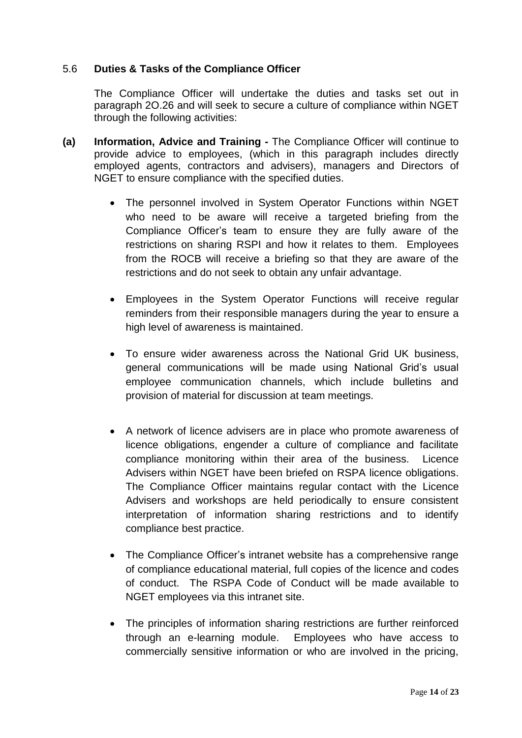### 5.6 Duties & Tasks of the Compliance Officer

The Compliance Officer will undertake the duties and tasks set out in paragraph 2O.26 and will seek to secure a culture of compliance within NGET through the following activities:

**(a) Information, Advice and Training -** The Compliance Officer will continue to provide advice to employees, (which in this paragraph includes directly employed agents, contractors and advisers), managers and Directors of NGET to ensure compliance with the specified duties.

- The personnel involved in System Operator Functions within NGET who need to be aware will receive a targeted briefing from the Compliance Officer's team to ensure they are fully aware of the restrictions on sharing RSPI and how it relates to them. Employees from the ROCB will receive a briefing so that they are aware of the restrictions and do not seek to obtain any unfair advantage.

- Employees in the System Operator Functions will receive regular reminders from their responsible managers during the year to ensure a high level of awareness is maintained.

- To ensure wider awareness across the National Grid UK business, general communications will be made using National Grid's usual employee communication channels, which include bulletins and provision of material for discussion at team meetings.

- A network of licence advisers are in place who promote awareness of licence obligations, engender a culture of compliance and facilitate compliance monitoring within their area of the business. Licence Advisers within NGET have been briefed on RSPA licence obligations. The Compliance Officer maintains regular contact with the Licence Advisers and workshops are held periodically to ensure consistent interpretation of information sharing restrictions and to identify compliance best practice.

- The Compliance Officer's intranet website has a comprehensive range of compliance educational material, full copies of the licence and codes of conduct. The RSPA Code of Conduct will be made available to NGET employees via this intranet site.

- The principles of information sharing restrictions are further reinforced through an e-learning module. Employees who have access to commercially sensitive information or who are involved in the pricing,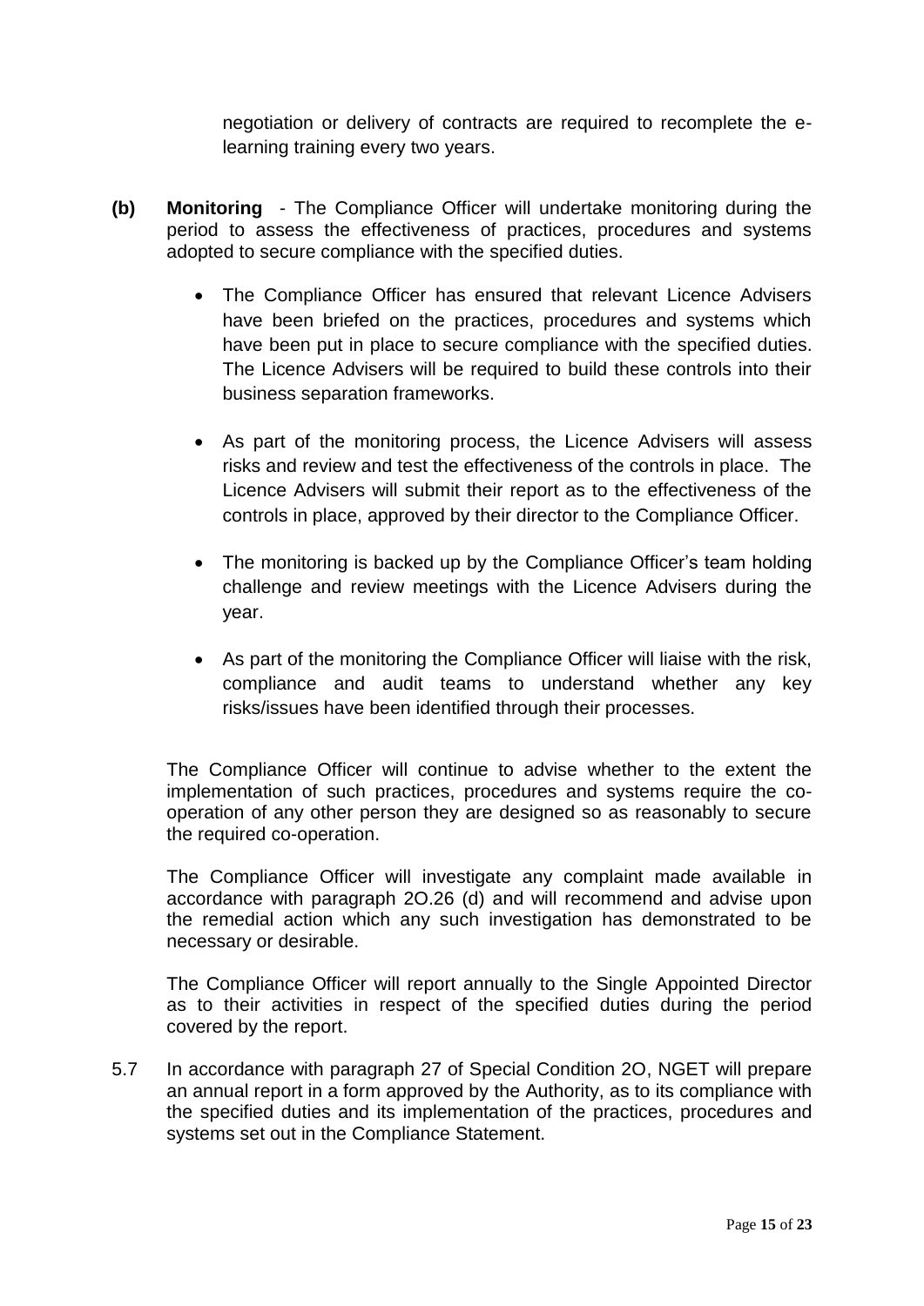negotiation or delivery of contracts are required to recomplete the e-learning training every two years.

**(b) Monitoring** - The Compliance Officer will undertake monitoring during the period to assess the effectiveness of practices, procedures and systems adopted to secure compliance with the specified duties.

- The Compliance Officer has ensured that relevant Licence Advisers have been briefed on the practices, procedures and systems which have been put in place to secure compliance with the specified duties. The Licence Advisers will be required to build these controls into their business separation frameworks.
- As part of the monitoring process, the Licence Advisers will assess risks and review and test the effectiveness of the controls in place. The Licence Advisers will submit their report as to the effectiveness of the controls in place, approved by their director to the Compliance Officer.
- The monitoring is backed up by the Compliance Officer's team holding challenge and review meetings with the Licence Advisers during the year.
- As part of the monitoring the Compliance Officer will liaise with the risk, compliance and audit teams to understand whether any key risks/issues have been identified through their processes.

The Compliance Officer will continue to advise whether to the extent the implementation of such practices, procedures and systems require the co-operation of any other person they are designed so as reasonably to secure the required co-operation.

The Compliance Officer will investigate any complaint made available in accordance with paragraph 2O.26 (d) and will recommend and advise upon the remedial action which any such investigation has demonstrated to be necessary or desirable.

The Compliance Officer will report annually to the Single Appointed Director as to their activities in respect of the specified duties during the period covered by the report.

5.7 In accordance with paragraph 27 of Special Condition 2O, NGET will prepare an annual report in a form approved by the Authority, as to its compliance with the specified duties and its implementation of the practices, procedures and systems set out in the Compliance Statement.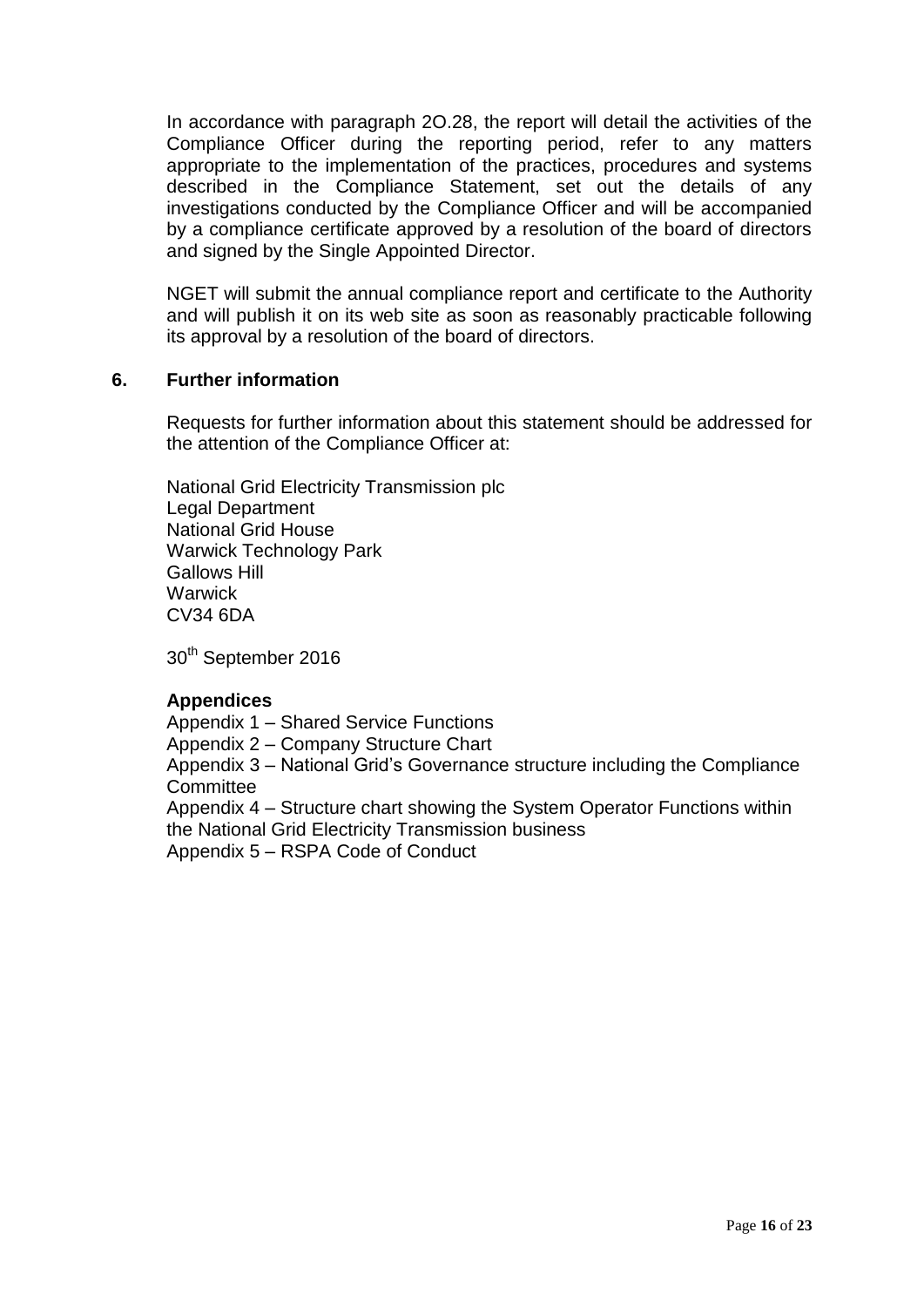In accordance with paragraph 2O.28, the report will detail the activities of the Compliance Officer during the reporting period, refer to any matters appropriate to the implementation of the practices, procedures and systems described in the Compliance Statement, set out the details of any investigations conducted by the Compliance Officer and will be accompanied by a compliance certificate approved by a resolution of the board of directors and signed by the Single Appointed Director.

NGET will submit the annual compliance report and certificate to the Authority and will publish it on its web site as soon as reasonably practicable following its approval by a resolution of the board of directors.

## 6. Further information

Requests for further information about this statement should be addressed for the attention of the Compliance Officer at:

National Grid Electricity Transmission plc
Legal Department
National Grid House
Warwick Technology Park
Gallows Hill
Warwick
CV34 6DA

30th September 2016

**Appendices**

Appendix 1 – Shared Service Functions
Appendix 2 – Company Structure Chart
Appendix 3 – National Grid's Governance structure including the Compliance Committee
Appendix 4 – Structure chart showing the System Operator Functions within the National Grid Electricity Transmission business
Appendix 5 – RSPA Code of Conduct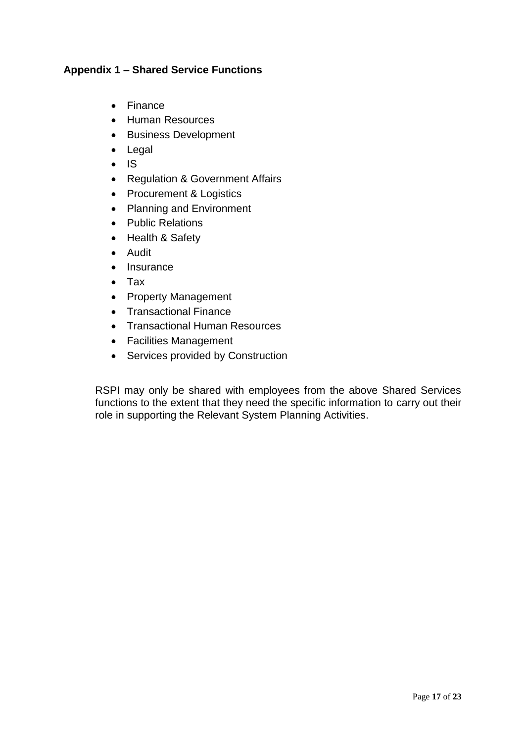## Appendix 1 – Shared Service Functions

- Finance
- Human Resources
- Business Development
- Legal
- IS
- Regulation & Government Affairs
- Procurement & Logistics
- Planning and Environment
- Public Relations
- Health & Safety
- Audit
- Insurance
- Tax
- Property Management
- Transactional Finance
- Transactional Human Resources
- Facilities Management
- Services provided by Construction

RSPI may only be shared with employees from the above Shared Services functions to the extent that they need the specific information to carry out their role in supporting the Relevant System Planning Activities.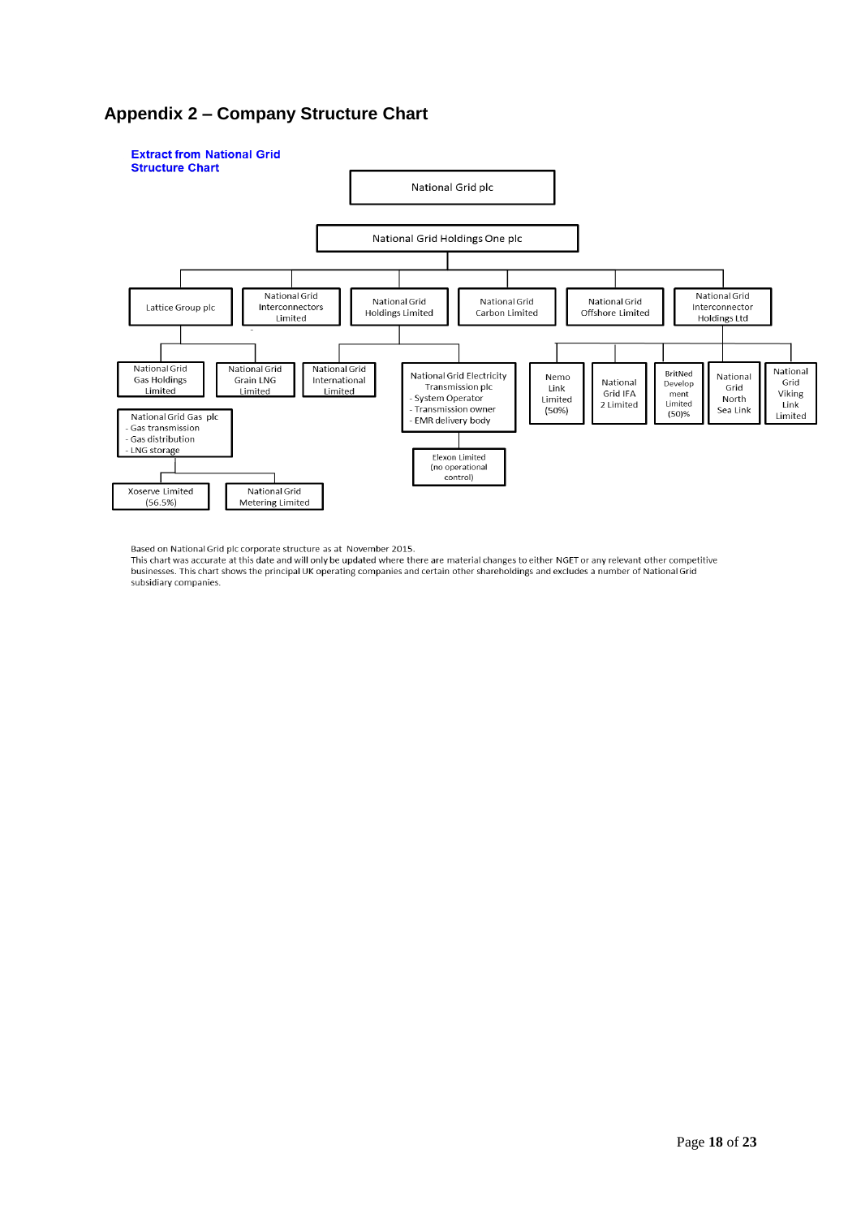# Appendix 2 – Company Structure Chart

**Extract from National Grid Structure Chart**

- National Grid plc
  - National Grid Holdings One plc
    - Lattice Group plc
      - National Grid Gas Holdings Limited
        - National Grid Gas plc
          - Gas transmission
          - Gas distribution
          - LNG storage
          - Xoserve Limited (56.5%)
          - National Grid Metering Limited
      - National Grid Grain LNG Limited
    - National Grid Interconnectors Limited
    - National Grid Holdings Limited
      - National Grid International Limited
      - National Grid Electricity Transmission plc
        - System Operator
        - Transmission owner
        - EMR delivery body
        - Elexon Limited (no operational control)
    - National Grid Carbon Limited
    - National Grid Offshore Limited
    - National Grid Interconnector Holdings Ltd
      - Nemo Link Limited (50%)
      - National Grid IFA 2 Limited
      - BritNed Development Limited (50)%
      - National Grid North Sea Link
      - National Grid Viking Link Limited

Based on National Grid plc corporate structure as at November 2015.
This chart was accurate at this date and will only be updated where there are material changes to either NGET or any relevant other competitive businesses. This chart shows the principal UK operating companies and certain other shareholdings and excludes a number of National Grid subsidiary companies.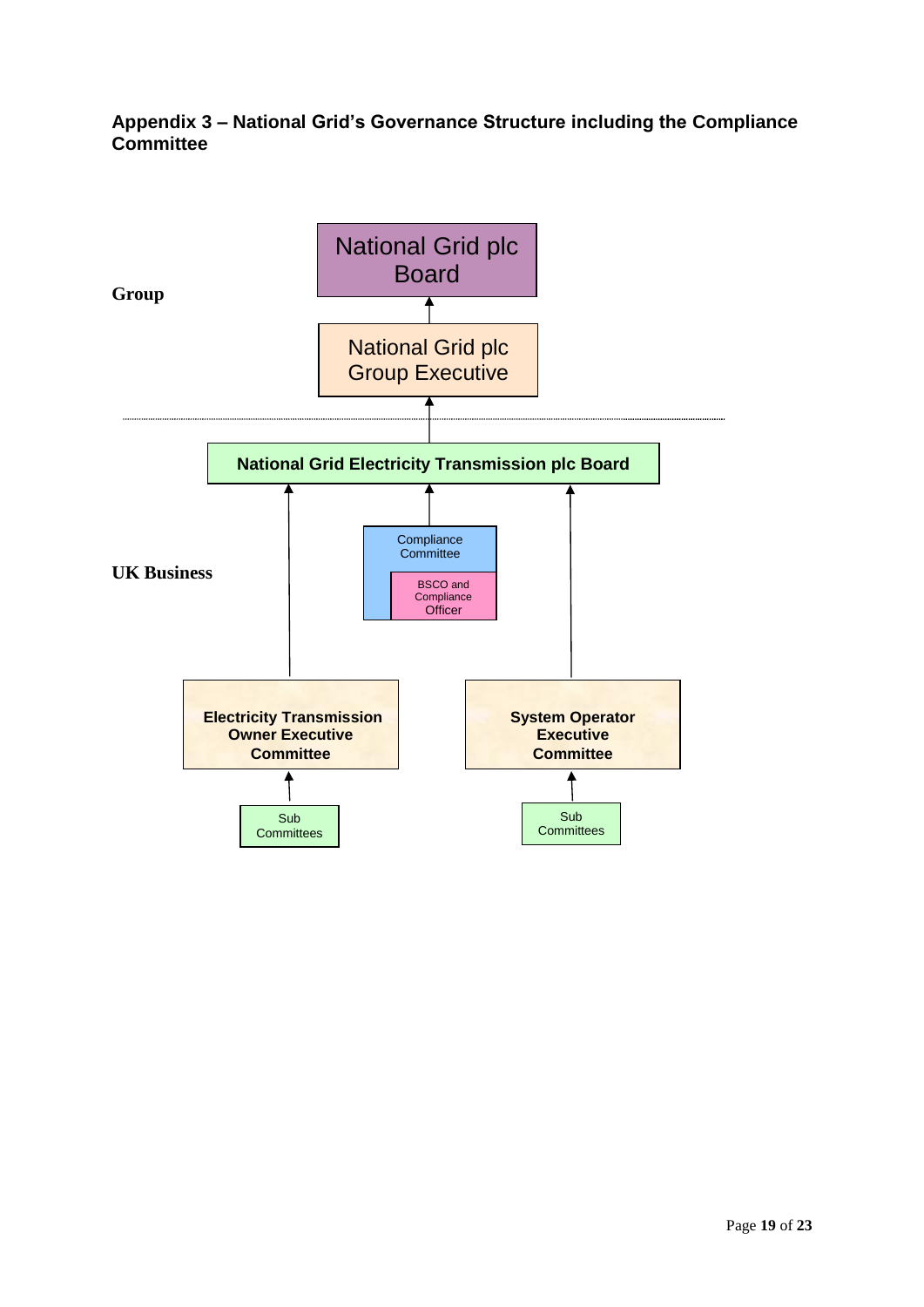### Appendix 3 – National Grid's Governance Structure including the Compliance Committee

**Group**

National Grid plc Board

National Grid plc Group Executive

**UK Business**

**National Grid Electricity Transmission plc Board**

Compliance Committee

BSCO and Compliance Officer

**Electricity Transmission Owner Executive Committee**

**System Operator Executive Committee**

Sub Committees

Sub Committees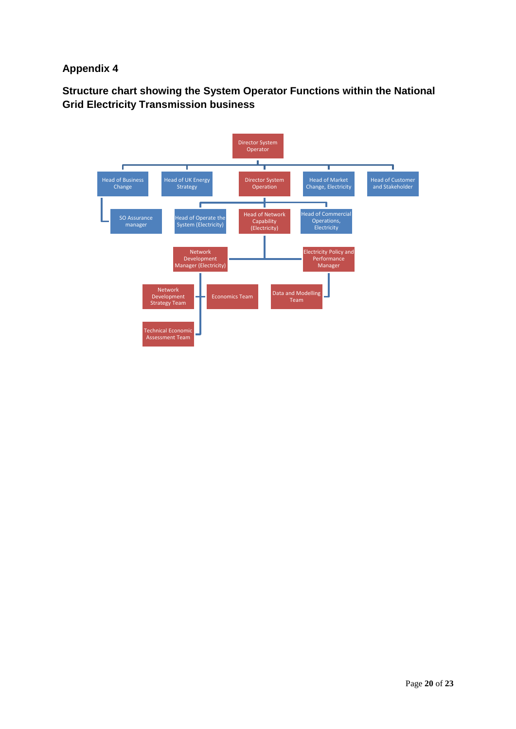## Appendix 4

## Structure chart showing the System Operator Functions within the National Grid Electricity Transmission business

- Director System Operator
  - Head of Business Change
    - SO Assurance manager
  - Head of UK Energy Strategy
  - Director System Operation
    - Head of Operate the System (Electricity)
    - Head of Network Capability (Electricity)
      - Network Development Manager (Electricity)
        - Network Development Strategy Team
        - Economics Team
        - Technical Economic Assessment Team
      - Electricity Policy and Performance Manager
        - Data and Modelling Team
    - Head of Commercial Operations, Electricity
  - Head of Market Change, Electricity
  - Head of Customer and Stakeholder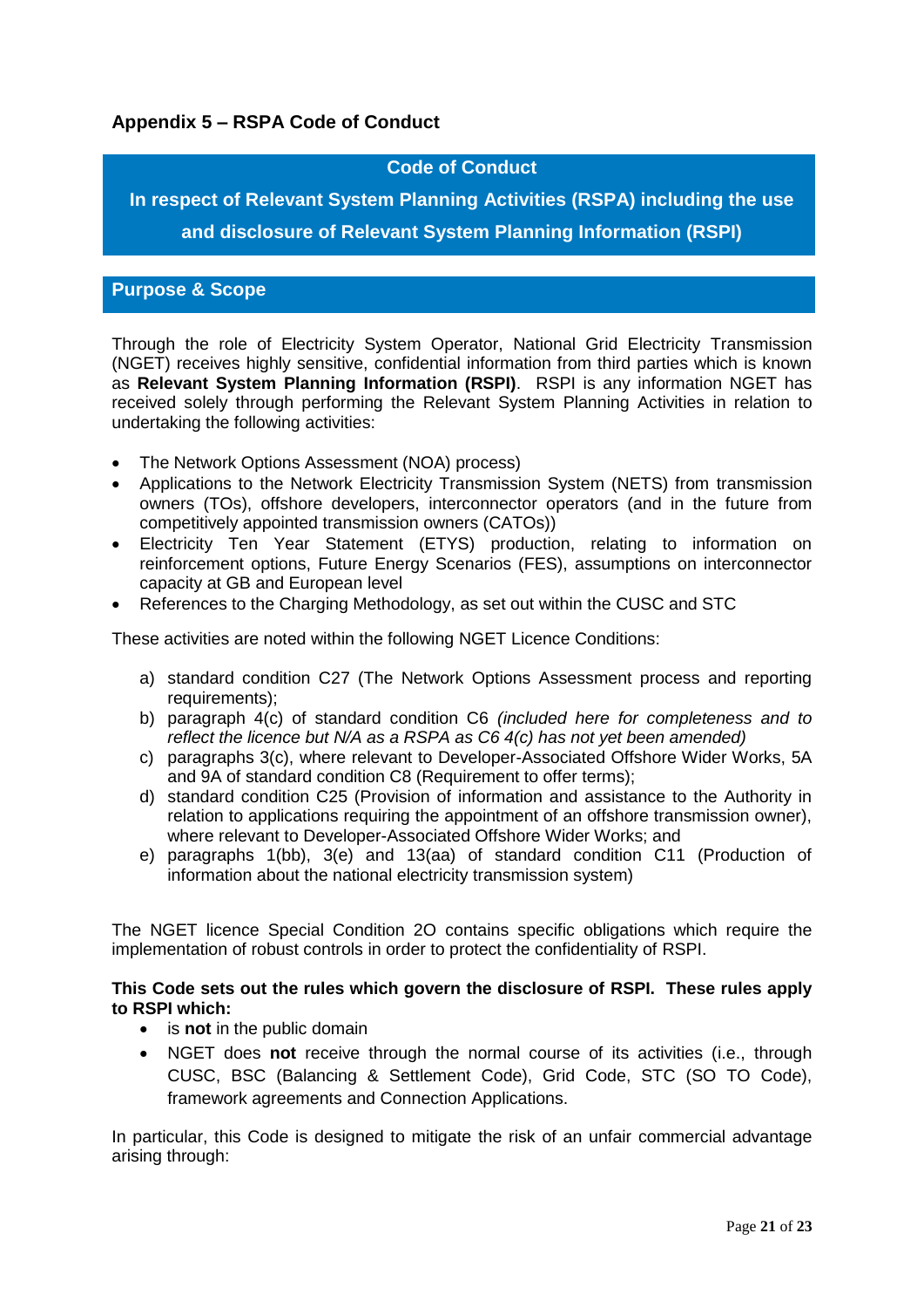## Appendix 5 – RSPA Code of Conduct

**Code of Conduct**

**In respect of Relevant System Planning Activities (RSPA) including the use and disclosure of Relevant System Planning Information (RSPI)**

### Purpose & Scope

Through the role of Electricity System Operator, National Grid Electricity Transmission (NGET) receives highly sensitive, confidential information from third parties which is known as **Relevant System Planning Information (RSPI)**. RSPI is any information NGET has received solely through performing the Relevant System Planning Activities in relation to undertaking the following activities:

- The Network Options Assessment (NOA) process)
- Applications to the Network Electricity Transmission System (NETS) from transmission owners (TOs), offshore developers, interconnector operators (and in the future from competitively appointed transmission owners (CATOs))
- Electricity Ten Year Statement (ETYS) production, relating to information on reinforcement options, Future Energy Scenarios (FES), assumptions on interconnector capacity at GB and European level
- References to the Charging Methodology, as set out within the CUSC and STC

These activities are noted within the following NGET Licence Conditions:

a) standard condition C27 (The Network Options Assessment process and reporting requirements);
b) paragraph 4(c) of standard condition C6 *(included here for completeness and to reflect the licence but N/A as a RSPA as C6 4(c) has not yet been amended)*
c) paragraphs 3(c), where relevant to Developer-Associated Offshore Wider Works, 5A and 9A of standard condition C8 (Requirement to offer terms);
d) standard condition C25 (Provision of information and assistance to the Authority in relation to applications requiring the appointment of an offshore transmission owner), where relevant to Developer-Associated Offshore Wider Works; and
e) paragraphs 1(bb), 3(e) and 13(aa) of standard condition C11 (Production of information about the national electricity transmission system)

The NGET licence Special Condition 2O contains specific obligations which require the implementation of robust controls in order to protect the confidentiality of RSPI.

**This Code sets out the rules which govern the disclosure of RSPI. These rules apply to RSPI which:**

- is **not** in the public domain
- NGET does **not** receive through the normal course of its activities (i.e., through CUSC, BSC (Balancing & Settlement Code), Grid Code, STC (SO TO Code), framework agreements and Connection Applications.

In particular, this Code is designed to mitigate the risk of an unfair commercial advantage arising through: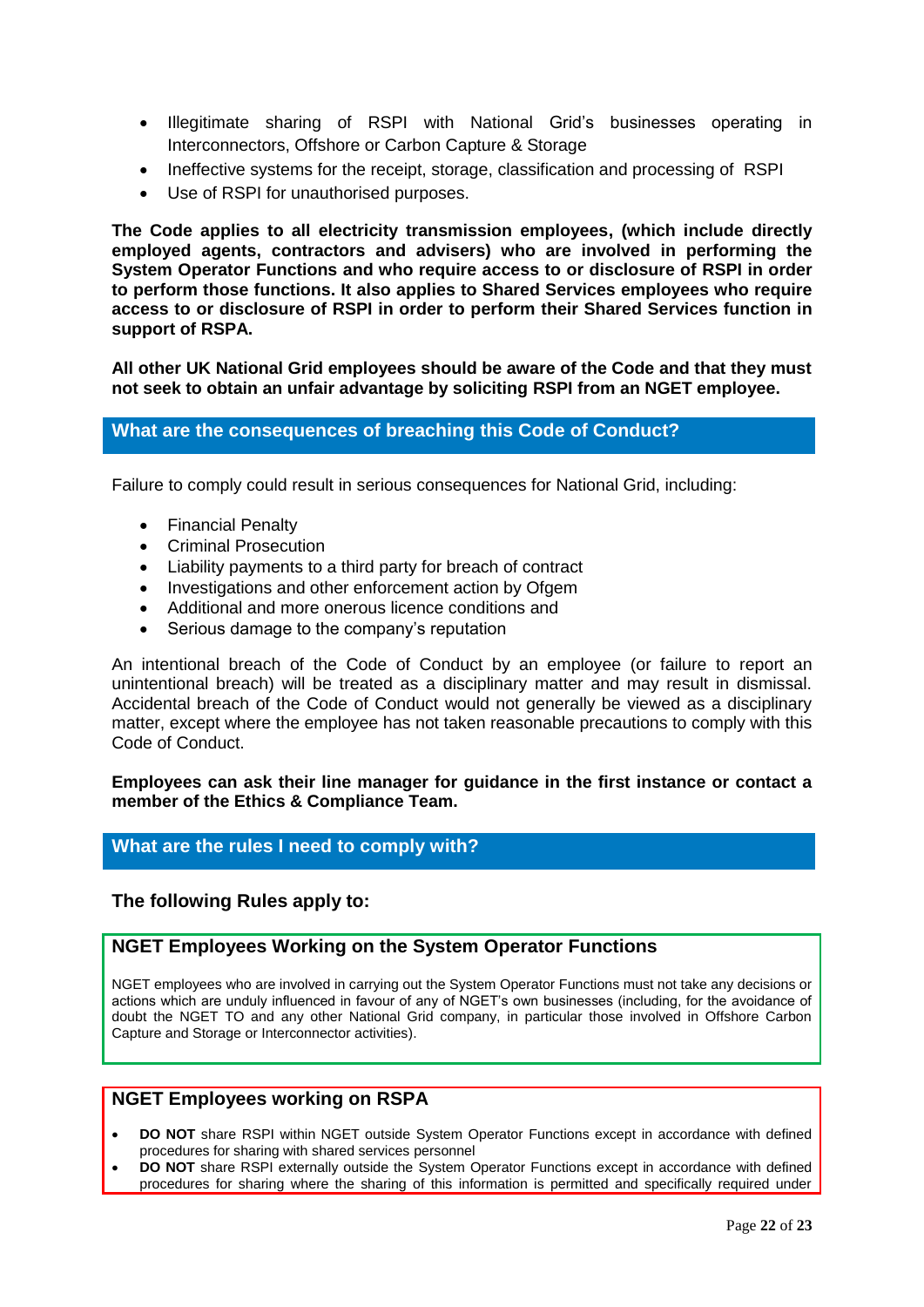- Illegitimate sharing of RSPI with National Grid's businesses operating in Interconnectors, Offshore or Carbon Capture & Storage
- Ineffective systems for the receipt, storage, classification and processing of RSPI
- Use of RSPI for unauthorised purposes.

**The Code applies to all electricity transmission employees, (which include directly employed agents, contractors and advisers) who are involved in performing the System Operator Functions and who require access to or disclosure of RSPI in order to perform those functions. It also applies to Shared Services employees who require access to or disclosure of RSPI in order to perform their Shared Services function in support of RSPA.**

**All other UK National Grid employees should be aware of the Code and that they must not seek to obtain an unfair advantage by soliciting RSPI from an NGET employee.**

## What are the consequences of breaching this Code of Conduct?

Failure to comply could result in serious consequences for National Grid, including:

- Financial Penalty
- Criminal Prosecution
- Liability payments to a third party for breach of contract
- Investigations and other enforcement action by Ofgem
- Additional and more onerous licence conditions and
- Serious damage to the company's reputation

An intentional breach of the Code of Conduct by an employee (or failure to report an unintentional breach) will be treated as a disciplinary matter and may result in dismissal. Accidental breach of the Code of Conduct would not generally be viewed as a disciplinary matter, except where the employee has not taken reasonable precautions to comply with this Code of Conduct.

**Employees can ask their line manager for guidance in the first instance or contact a member of the Ethics & Compliance Team.**

## What are the rules I need to comply with?

### The following Rules apply to:

### NGET Employees Working on the System Operator Functions

NGET employees who are involved in carrying out the System Operator Functions must not take any decisions or actions which are unduly influenced in favour of any of NGET's own businesses (including, for the avoidance of doubt the NGET TO and any other National Grid company, in particular those involved in Offshore Carbon Capture and Storage or Interconnector activities).

### NGET Employees working on RSPA

- **DO NOT** share RSPI within NGET outside System Operator Functions except in accordance with defined procedures for sharing with shared services personnel
- **DO NOT** share RSPI externally outside the System Operator Functions except in accordance with defined procedures for sharing where the sharing of this information is permitted and specifically required under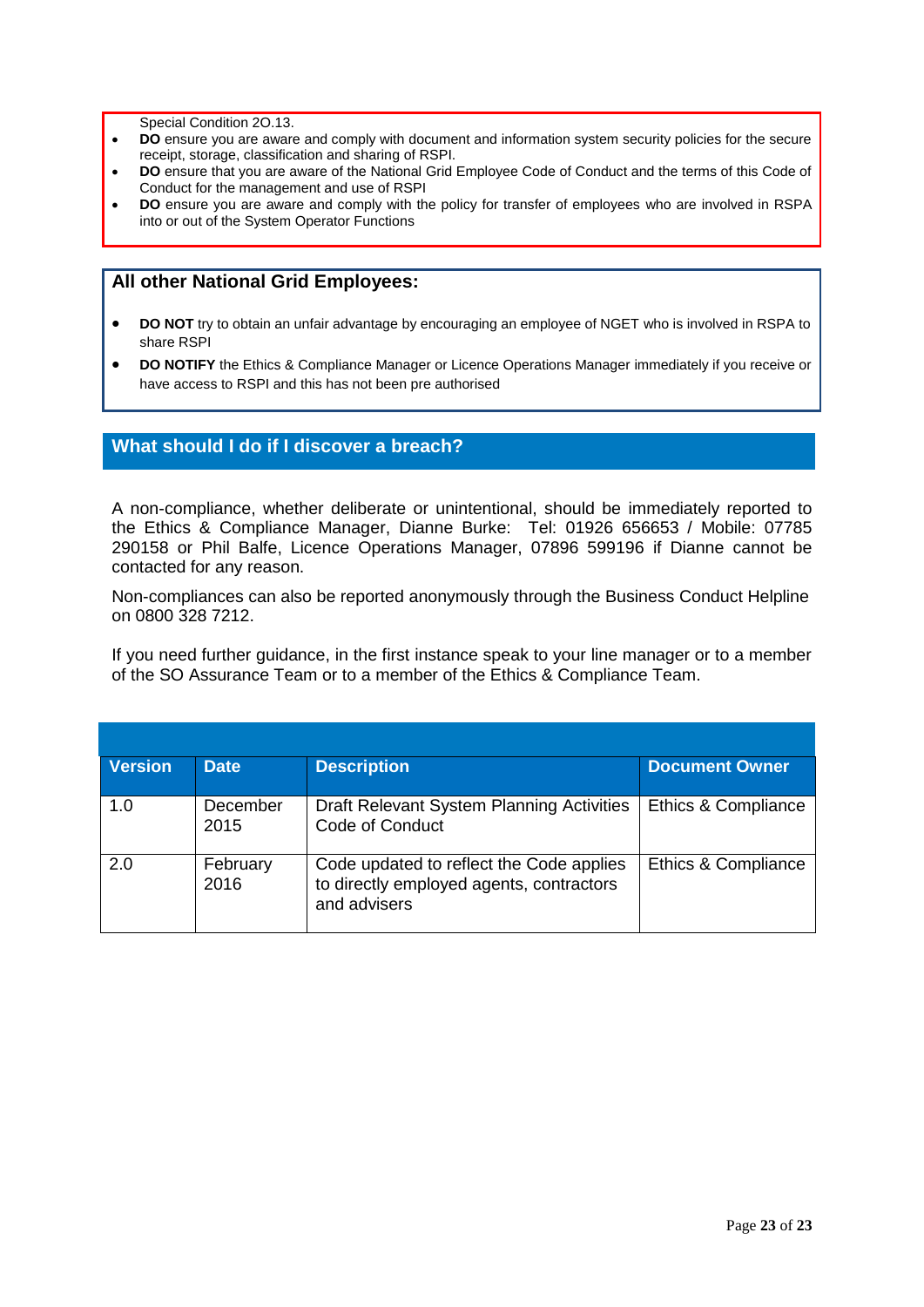Special Condition 2O.13.

- **DO** ensure you are aware and comply with document and information system security policies for the secure receipt, storage, classification and sharing of RSPI.
- **DO** ensure that you are aware of the National Grid Employee Code of Conduct and the terms of this Code of Conduct for the management and use of RSPI
- **DO** ensure you are aware and comply with the policy for transfer of employees who are involved in RSPA into or out of the System Operator Functions

### All other National Grid Employees:

- **DO NOT** try to obtain an unfair advantage by encouraging an employee of NGET who is involved in RSPA to share RSPI
- **DO NOTIFY** the Ethics & Compliance Manager or Licence Operations Manager immediately if you receive or have access to RSPI and this has not been pre authorised

## What should I do if I discover a breach?

A non-compliance, whether deliberate or unintentional, should be immediately reported to the Ethics & Compliance Manager, Dianne Burke: Tel: 01926 656653 / Mobile: 07785 290158 or Phil Balfe, Licence Operations Manager, 07896 599196 if Dianne cannot be contacted for any reason.

Non-compliances can also be reported anonymously through the Business Conduct Helpline on 0800 328 7212.

If you need further guidance, in the first instance speak to your line manager or to a member of the SO Assurance Team or to a member of the Ethics & Compliance Team.

| Version | Date | Description | Document Owner |
|---|---|---|---|
| 1.0 | December 2015 | Draft Relevant System Planning Activities Code of Conduct | Ethics & Compliance |
| 2.0 | February 2016 | Code updated to reflect the Code applies to directly employed agents, contractors and advisers | Ethics & Compliance |